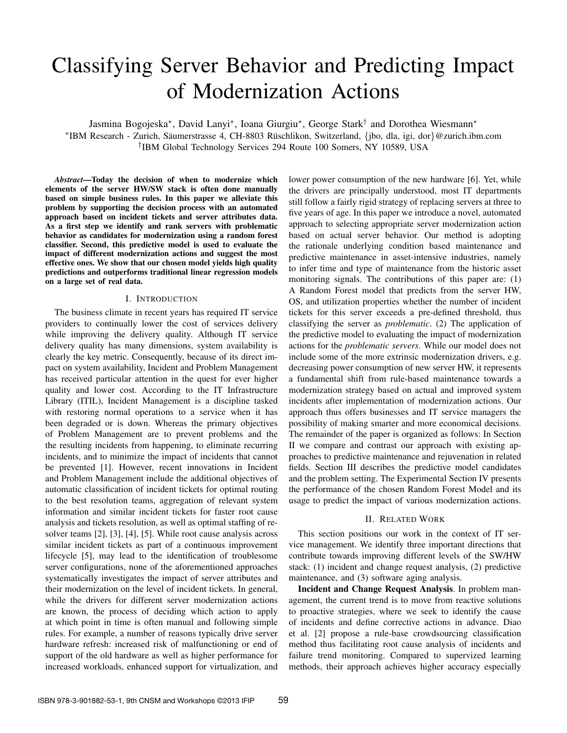# Classifying Server Behavior and Predicting Impact of Modernization Actions

Jasmina Bogojeska*, David Lanyi*, Ioana Giurgiu*, George Stark† and Dorothea Wiesmann*

*IBM Research - Zurich, Säumerstrasse 4, CH-8803 Rüschlikon, Switzerland, {jbo, dla, igi, dor}@zurich.ibm.com

†IBM Global Technology Services 294 Route 100 Somers, NY 10589, USA

***Abstract*—Today the decision of when to modernize which elements of the server HW/SW stack is often done manually based on simple business rules. In this paper we alleviate this problem by supporting the decision process with an automated approach based on incident tickets and server attributes data. As a first step we identify and rank servers with problematic behavior as candidates for modernization using a random forest classifier. Second, this predictive model is used to evaluate the impact of different modernization actions and suggest the most effective ones. We show that our chosen model yields high quality predictions and outperforms traditional linear regression models on a large set of real data.**

## I. Introduction

The business climate in recent years has required IT service providers to continually lower the cost of services delivery while improving the delivery quality. Although IT service delivery quality has many dimensions, system availability is clearly the key metric. Consequently, because of its direct impact on system availability, Incident and Problem Management has received particular attention in the quest for ever higher quality and lower cost. According to the IT Infrastructure Library (ITIL), Incident Management is a discipline tasked with restoring normal operations to a service when it has been degraded or is down. Whereas the primary objectives of Problem Management are to prevent problems and the the resulting incidents from happening, to eliminate recurring incidents, and to minimize the impact of incidents that cannot be prevented [1]. However, recent innovations in Incident and Problem Management include the additional objectives of automatic classification of incident tickets for optimal routing to the best resolution teams, aggregation of relevant system information and similar incident tickets for faster root cause analysis and tickets resolution, as well as optimal staffing of resolver teams [2], [3], [4], [5]. While root cause analysis across similar incident tickets as part of a continuous improvement lifecycle [5], may lead to the identification of troublesome server configurations, none of the aforementioned approaches systematically investigates the impact of server attributes and their modernization on the level of incident tickets. In general, while the drivers for different server modernization actions are known, the process of deciding which action to apply at which point in time is often manual and following simple rules. For example, a number of reasons typically drive server hardware refresh: increased risk of malfunctioning or end of support of the old hardware as well as higher performance for increased workloads, enhanced support for virtualization, and lower power consumption of the new hardware [6]. Yet, while the drivers are principally understood, most IT departments still follow a fairly rigid strategy of replacing servers at three to five years of age. In this paper we introduce a novel, automated approach to selecting appropriate server modernization action based on actual server behavior. Our method is adopting the rationale underlying condition based maintenance and predictive maintenance in asset-intensive industries, namely to infer time and type of maintenance from the historic asset monitoring signals. The contributions of this paper are: (1) A Random Forest model that predicts from the server HW, OS, and utilization properties whether the number of incident tickets for this server exceeds a pre-defined threshold, thus classifying the server as *problematic*. (2) The application of the predictive model to evaluating the impact of modernization actions for the *problematic servers*. While our model does not include some of the more extrinsic modernization drivers, e.g. decreasing power consumption of new server HW, it represents a fundamental shift from rule-based maintenance towards a modernization strategy based on actual and improved system incidents after implementation of modernization actions. Our approach thus offers businesses and IT service managers the possibility of making smarter and more economical decisions. The remainder of the paper is organized as follows: In Section II we compare and contrast our approach with existing approaches to predictive maintenance and rejuvenation in related fields. Section III describes the predictive model candidates and the problem setting. The Experimental Section IV presents the performance of the chosen Random Forest Model and its usage to predict the impact of various modernization actions.

## II. Related Work

This section positions our work in the context of IT service management. We identify three important directions that contribute towards improving different levels of the SW/HW stack: (1) incident and change request analysis, (2) predictive maintenance, and (3) software aging analysis.

**Incident and Change Request Analysis**. In problem management, the current trend is to move from reactive solutions to proactive strategies, where we seek to identify the cause of incidents and define corrective actions in advance. Diao et al. [2] propose a rule-base crowdsourcing classification method thus facilitating root cause analysis of incidents and failure trend monitoring. Compared to supervized learning methods, their approach achieves higher accuracy especially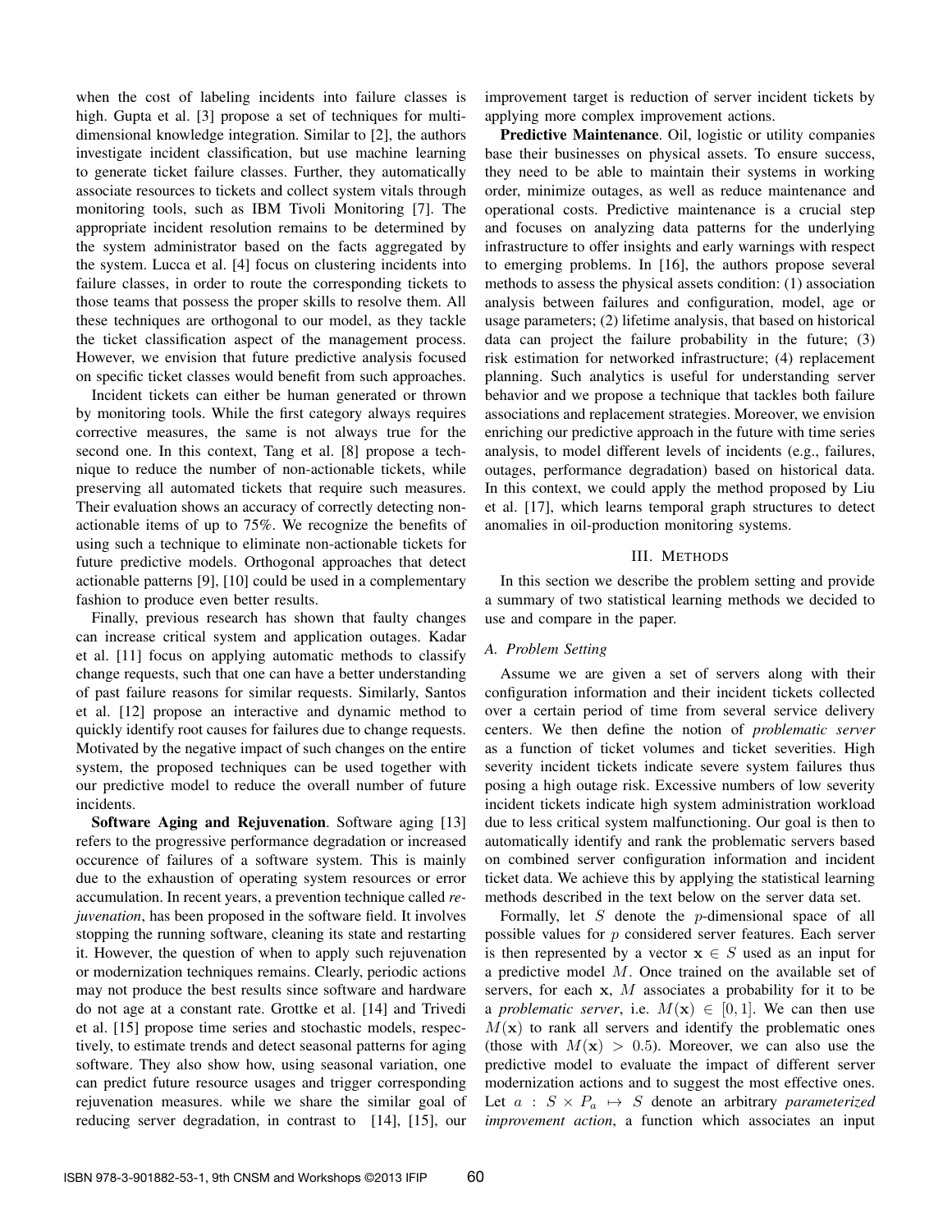when the cost of labeling incidents into failure classes is high. Gupta et al. [3] propose a set of techniques for multi-dimensional knowledge integration. Similar to [2], the authors investigate incident classification, but use machine learning to generate ticket failure classes. Further, they automatically associate resources to tickets and collect system vitals through monitoring tools, such as IBM Tivoli Monitoring [7]. The appropriate incident resolution remains to be determined by the system administrator based on the facts aggregated by the system. Lucca et al. [4] focus on clustering incidents into failure classes, in order to route the corresponding tickets to those teams that possess the proper skills to resolve them. All these techniques are orthogonal to our model, as they tackle the ticket classification aspect of the management process. However, we envision that future predictive analysis focused on specific ticket classes would benefit from such approaches.

Incident tickets can either be human generated or thrown by monitoring tools. While the first category always requires corrective measures, the same is not always true for the second one. In this context, Tang et al. [8] propose a technique to reduce the number of non-actionable tickets, while preserving all automated tickets that require such measures. Their evaluation shows an accuracy of correctly detecting non-actionable items of up to 75%. We recognize the benefits of using such a technique to eliminate non-actionable tickets for future predictive models. Orthogonal approaches that detect actionable patterns [9], [10] could be used in a complementary fashion to produce even better results.

Finally, previous research has shown that faulty changes can increase critical system and application outages. Kadar et al. [11] focus on applying automatic methods to classify change requests, such that one can have a better understanding of past failure reasons for similar requests. Similarly, Santos et al. [12] propose an interactive and dynamic method to quickly identify root causes for failures due to change requests. Motivated by the negative impact of such changes on the entire system, the proposed techniques can be used together with our predictive model to reduce the overall number of future incidents.

**Software Aging and Rejuvenation**. Software aging [13] refers to the progressive performance degradation or increased occurence of failures of a software system. This is mainly due to the exhaustion of operating system resources or error accumulation. In recent years, a prevention technique called *rejuvenation*, has been proposed in the software field. It involves stopping the running software, cleaning its state and restarting it. However, the question of when to apply such rejuvenation or modernization techniques remains. Clearly, periodic actions may not produce the best results since software and hardware do not age at a constant rate. Grottke et al. [14] and Trivedi et al. [15] propose time series and stochastic models, respectively, to estimate trends and detect seasonal patterns for aging software. They also show how, using seasonal variation, one can predict future resource usages and trigger corresponding rejuvenation measures. while we share the similar goal of reducing server degradation, in contrast to [14], [15], our improvement target is reduction of server incident tickets by applying more complex improvement actions.

**Predictive Maintenance**. Oil, logistic or utility companies base their businesses on physical assets. To ensure success, they need to be able to maintain their systems in working order, minimize outages, as well as reduce maintenance and operational costs. Predictive maintenance is a crucial step and focuses on analyzing data patterns for the underlying infrastructure to offer insights and early warnings with respect to emerging problems. In [16], the authors propose several methods to assess the physical assets condition: (1) association analysis between failures and configuration, model, age or usage parameters; (2) lifetime analysis, that based on historical data can project the failure probability in the future; (3) risk estimation for networked infrastructure; (4) replacement planning. Such analytics is useful for understanding server behavior and we propose a technique that tackles both failure associations and replacement strategies. Moreover, we envision enriching our predictive approach in the future with time series analysis, to model different levels of incidents (e.g., failures, outages, performance degradation) based on historical data. In this context, we could apply the method proposed by Liu et al. [17], which learns temporal graph structures to detect anomalies in oil-production monitoring systems.

## III. Methods

In this section we describe the problem setting and provide a summary of two statistical learning methods we decided to use and compare in the paper.

### A. Problem Setting

Assume we are given a set of servers along with their configuration information and their incident tickets collected over a certain period of time from several service delivery centers. We then define the notion of *problematic server* as a function of ticket volumes and ticket severities. High severity incident tickets indicate severe system failures thus posing a high outage risk. Excessive numbers of low severity incident tickets indicate high system administration workload due to less critical system malfunctioning. Our goal is then to automatically identify and rank the problematic servers based on combined server configuration information and incident ticket data. We achieve this by applying the statistical learning methods described in the text below on the server data set.

Formally, let $S$ denote the $p$-dimensional space of all possible values for $p$ considered server features. Each server is then represented by a vector $\mathbf{x} \in S$ used as an input for a predictive model $M$. Once trained on the available set of servers, for each $\mathbf{x}$, $M$ associates a probability for it to be a *problematic server*, i.e. $M(\mathbf{x}) \in [0, 1]$. We can then use $M(\mathbf{x})$ to rank all servers and identify the problematic ones (those with $M(\mathbf{x}) > 0.5$). Moreover, we can also use the predictive model to evaluate the impact of different server modernization actions and to suggest the most effective ones. Let $a : S \times P_a \mapsto S$ denote an arbitrary *parameterized improvement action*, a function which associates an input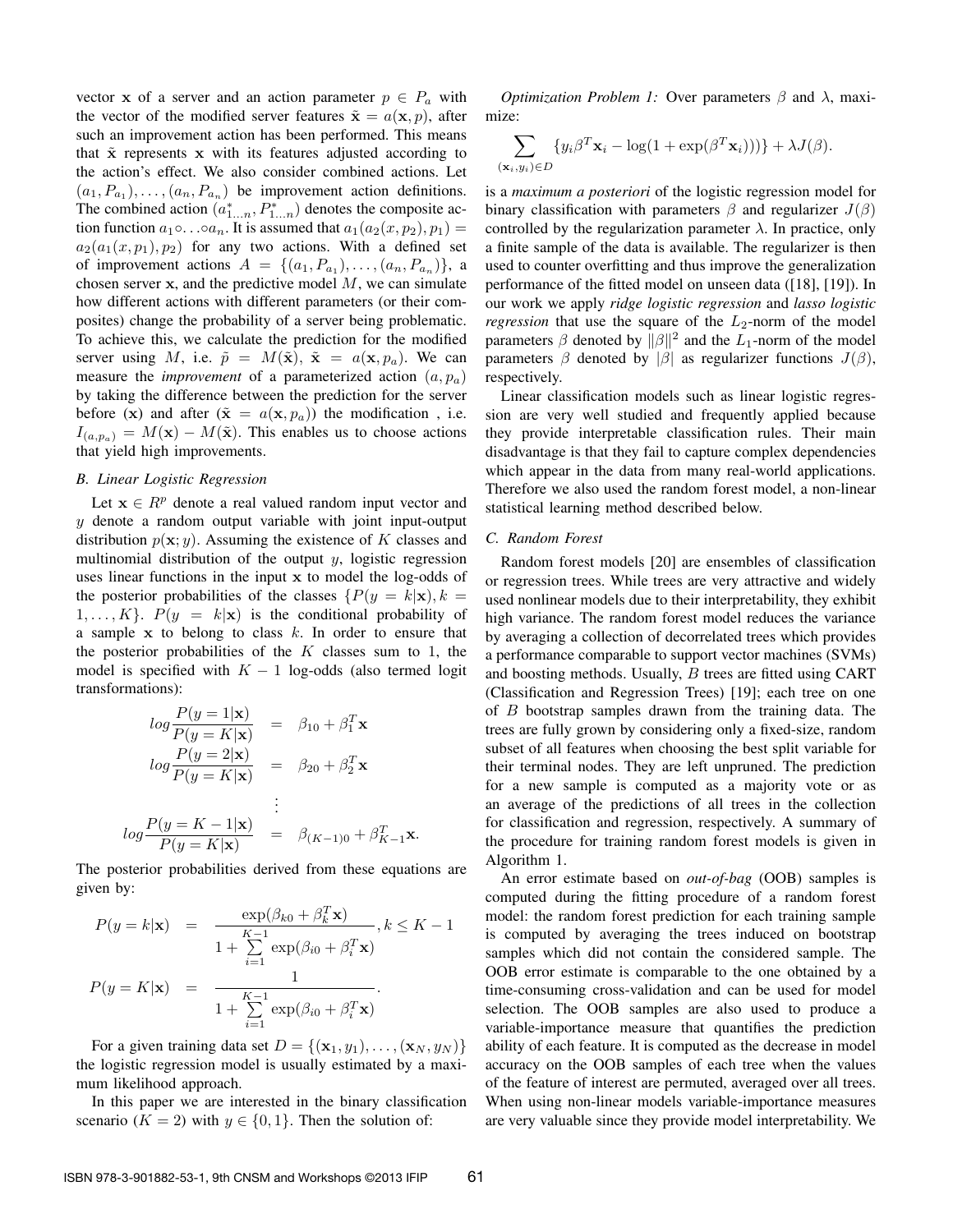vector $\mathbf{x}$ of a server and an action parameter $p \in P_a$ with the vector of the modified server features $\tilde{\mathbf{x}} = a(\mathbf{x}, p)$, after such an improvement action has been performed. This means that $\tilde{\mathbf{x}}$ represents $\mathbf{x}$ with its features adjusted according to the action's effect. We also consider combined actions. Let $(a_1, P_{a_1}), \ldots, (a_n, P_{a_n})$ be improvement action definitions. The combined action $(a^*_{1\ldots n}, P^*_{1\ldots n})$ denotes the composite action function $a_1 \circ \ldots \circ a_n$. It is assumed that $a_1(a_2(x, p_2), p_1) = a_2(a_1(x, p_1), p_2)$ for any two actions. With a defined set of improvement actions $A = \{(a_1, P_{a_1}), \ldots, (a_n, P_{a_n})\}$, a chosen server $\mathbf{x}$, and the predictive model $M$, we can simulate how different actions with different parameters (or their composites) change the probability of a server being problematic. To achieve this, we calculate the prediction for the modified server using $M$, i.e. $\tilde{p} = M(\tilde{\mathbf{x}})$, $\tilde{\mathbf{x}} = a(\mathbf{x}, p_a)$. We can measure the *improvement* of a parameterized action $(a, p_a)$ by taking the difference between the prediction for the server before ($\mathbf{x}$) and after ($\tilde{\mathbf{x}} = a(\mathbf{x}, p_a)$) the modification , i.e. $I_{(a,p_a)} = M(\mathbf{x}) - M(\tilde{\mathbf{x}})$. This enables us to choose actions that yield high improvements.

### B. Linear Logistic Regression

Let $\mathbf{x} \in R^p$ denote a real valued random input vector and $y$ denote a random output variable with joint input-output distribution $p(\mathbf{x}; y)$. Assuming the existence of $K$ classes and multinomial distribution of the output $y$, logistic regression uses linear functions in the input $\mathbf{x}$ to model the log-odds of the posterior probabilities of the classes $\{P(y = k|\mathbf{x}), k = 1, \ldots, K\}$. $P(y = k|\mathbf{x})$ is the conditional probability of a sample $\mathbf{x}$ to belong to class $k$. In order to ensure that the posterior probabilities of the $K$ classes sum to 1, the model is specified with $K - 1$ log-odds (also termed logit transformations):

$$
\begin{aligned}
log\frac{P(y=1|\mathbf{x})}{P(y=K|\mathbf{x})} &= \beta_{10} + \beta_1^T\mathbf{x} \\
log\frac{P(y=2|\mathbf{x})}{P(y=K|\mathbf{x})} &= \beta_{20} + \beta_2^T\mathbf{x} \\
&\vdots \\
log\frac{P(y=K-1|\mathbf{x})}{P(y=K|\mathbf{x})} &= \beta_{(K-1)0} + \beta_{K-1}^T\mathbf{x}.
\end{aligned}
$$

The posterior probabilities derived from these equations are given by:

$$
\begin{aligned}
P(y=k|\mathbf{x}) &= \frac{\exp(\beta_{k0} + \beta_k^T\mathbf{x})}{1 + \sum_{i=1}^{K-1}\exp(\beta_{i0} + \beta_i^T\mathbf{x})}, k \leq K-1 \\
P(y=K|\mathbf{x}) &= \frac{1}{1 + \sum_{i=1}^{K-1}\exp(\beta_{i0} + \beta_i^T\mathbf{x})}.
\end{aligned}
$$

For a given training data set $D = \{(\mathbf{x}_1, y_1), \ldots, (\mathbf{x}_N, y_N)\}$ the logistic regression model is usually estimated by a maximum likelihood approach.

In this paper we are interested in the binary classification scenario ($K = 2$) with $y \in \{0, 1\}$. Then the solution of:

*Optimization Problem 1:* Over parameters $\beta$ and $\lambda$, maximize:

$$
\sum_{(\mathbf{x}_i, y_i) \in D} \{y_i \beta^T \mathbf{x}_i - \log(1 + \exp(\beta^T \mathbf{x}_i)))\} + \lambda J(\beta).
$$

is a *maximum a posteriori* of the logistic regression model for binary classification with parameters $\beta$ and regularizer $J(\beta)$ controlled by the regularization parameter $\lambda$. In practice, only a finite sample of the data is available. The regularizer is then used to counter overfitting and thus improve the generalization performance of the fitted model on unseen data ([18], [19]). In our work we apply *ridge logistic regression* and *lasso logistic regression* that use the square of the $L_2$-norm of the model parameters $\beta$ denoted by $\|\beta\|^2$ and the $L_1$-norm of the model parameters $\beta$ denoted by $|\beta|$ as regularizer functions $J(\beta)$, respectively.

Linear classification models such as linear logistic regression are very well studied and frequently applied because they provide interpretable classification rules. Their main disadvantage is that they fail to capture complex dependencies which appear in the data from many real-world applications. Therefore we also used the random forest model, a non-linear statistical learning method described below.

### C. Random Forest

Random forest models [20] are ensembles of classification or regression trees. While trees are very attractive and widely used nonlinear models due to their interpretability, they exhibit high variance. The random forest model reduces the variance by averaging a collection of decorrelated trees which provides a performance comparable to support vector machines (SVMs) and boosting methods. Usually, $B$ trees are fitted using CART (Classification and Regression Trees) [19]; each tree on one of $B$ bootstrap samples drawn from the training data. The trees are fully grown by considering only a fixed-size, random subset of all features when choosing the best split variable for their terminal nodes. They are left unpruned. The prediction for a new sample is computed as a majority vote or as an average of the predictions of all trees in the collection for classification and regression, respectively. A summary of the procedure for training random forest models is given in Algorithm 1.

An error estimate based on *out-of-bag* (OOB) samples is computed during the fitting procedure of a random forest model: the random forest prediction for each training sample is computed by averaging the trees induced on bootstrap samples which did not contain the considered sample. The OOB error estimate is comparable to the one obtained by a time-consuming cross-validation and can be used for model selection. The OOB samples are also used to produce a variable-importance measure that quantifies the prediction ability of each feature. It is computed as the decrease in model accuracy on the OOB samples of each tree when the values of the feature of interest are permuted, averaged over all trees. When using non-linear models variable-importance measures are very valuable since they provide model interpretability. We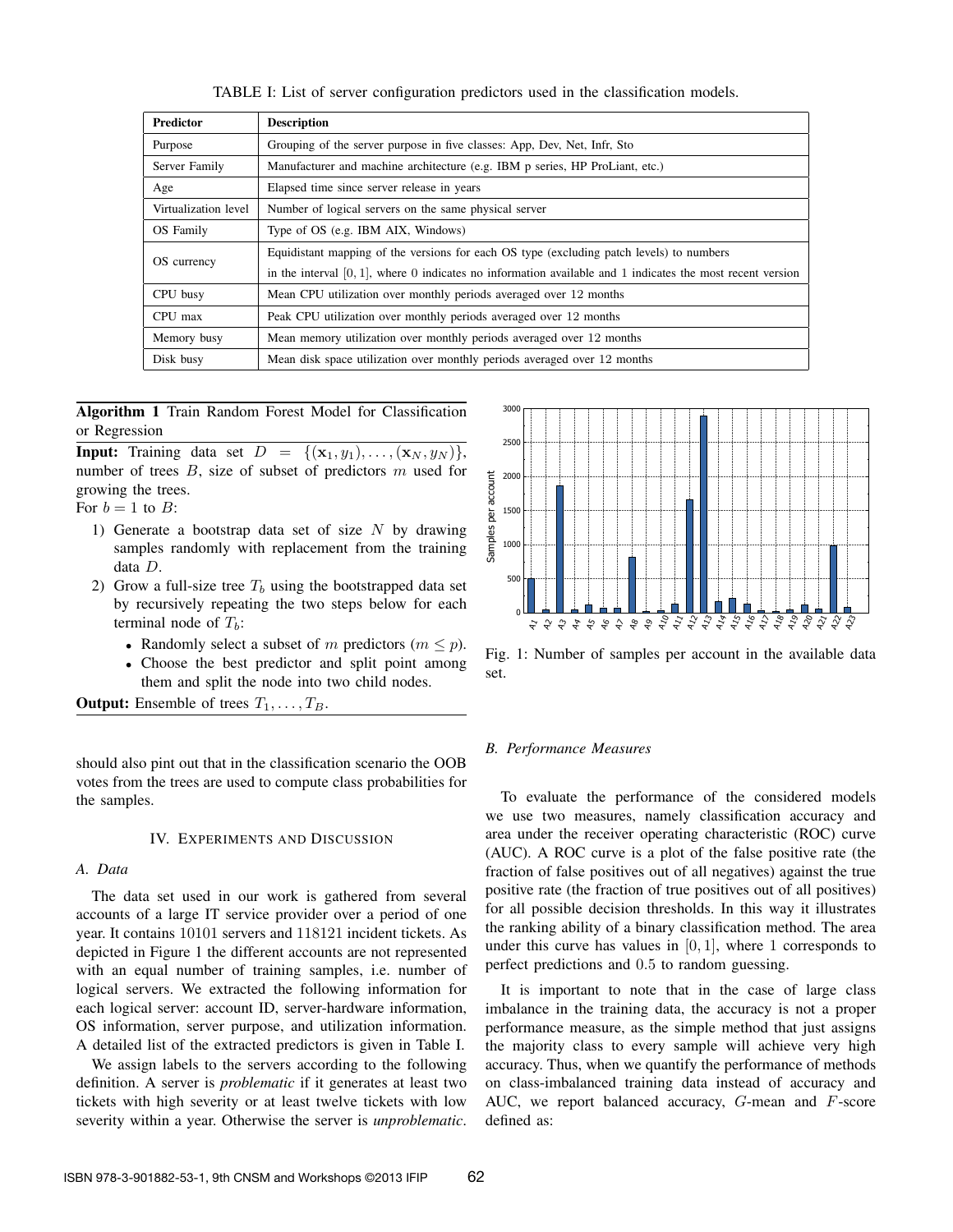TABLE I: List of server configuration predictors used in the classification models.

| Predictor | Description |
|---|---|
| Purpose | Grouping of the server purpose in five classes: App, Dev, Net, Infr, Sto |
| Server Family | Manufacturer and machine architecture (e.g. IBM p series, HP ProLiant, etc.) |
| Age | Elapsed time since server release in years |
| Virtualization level | Number of logical servers on the same physical server |
| OS Family | Type of OS (e.g. IBM AIX, Windows) |
| OS currency | Equidistant mapping of the versions for each OS type (excluding patch levels) to numbers in the interval $[0, 1]$, where 0 indicates no information available and 1 indicates the most recent version |
| CPU busy | Mean CPU utilization over monthly periods averaged over 12 months |
| CPU max | Peak CPU utilization over monthly periods averaged over 12 months |
| Memory busy | Mean memory utilization over monthly periods averaged over 12 months |
| Disk busy | Mean disk space utilization over monthly periods averaged over 12 months |

**Algorithm 1** Train Random Forest Model for Classification or Regression

**Input:** Training data set $D = \{(\mathbf{x}_1, y_1), \ldots, (\mathbf{x}_N, y_N)\}$, number of trees $B$, size of subset of predictors $m$ used for growing the trees.

For $b = 1$ to $B$:

1) Generate a bootstrap data set of size $N$ by drawing samples randomly with replacement from the training data $D$.
2) Grow a full-size tree $T_b$ using the bootstrapped data set by recursively repeating the two steps below for each terminal node of $T_b$:
   - Randomly select a subset of $m$ predictors ($m \leq p$).
   - Choose the best predictor and split point among them and split the node into two child nodes.

**Output:** Ensemble of trees $T_1, \ldots, T_B$.

should also pint out that in the classification scenario the OOB votes from the trees are used to compute class probabilities for the samples.

## IV. Experiments and Discussion

### A. Data

The data set used in our work is gathered from several accounts of a large IT service provider over a period of one year. It contains 10101 servers and 118121 incident tickets. As depicted in Figure 1 the different accounts are not represented with an equal number of training samples, i.e. number of logical servers. We extracted the following information for each logical server: account ID, server-hardware information, OS information, server purpose, and utilization information. A detailed list of the extracted predictors is given in Table I.

We assign labels to the servers according to the following definition. A server is *problematic* if it generates at least two tickets with high severity or at least twelve tickets with low severity within a year. Otherwise the server is *unproblematic*.

Fig. 1: Number of samples per account in the available data set.

### B. Performance Measures

To evaluate the performance of the considered models we use two measures, namely classification accuracy and area under the receiver operating characteristic (ROC) curve (AUC). A ROC curve is a plot of the false positive rate (the fraction of false positives out of all negatives) against the true positive rate (the fraction of true positives out of all positives) for all possible decision thresholds. In this way it illustrates the ranking ability of a binary classification method. The area under this curve has values in $[0, 1]$, where 1 corresponds to perfect predictions and 0.5 to random guessing.

It is important to note that in the case of large class imbalance in the training data, the accuracy is not a proper performance measure, as the simple method that just assigns the majority class to every sample will achieve very high accuracy. Thus, when we quantify the performance of methods on class-imbalanced training data instead of accuracy and AUC, we report balanced accuracy, $G$-mean and $F$-score defined as: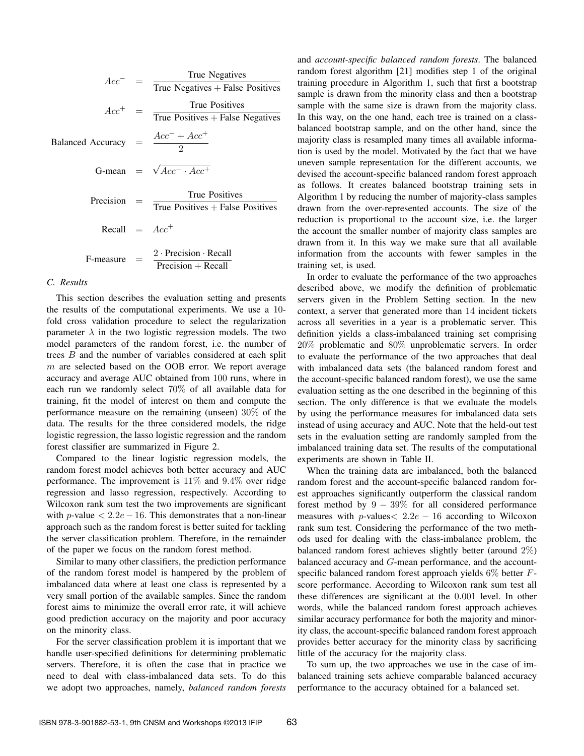$$Acc^- = \frac{\text{True Negatives}}{\text{True Negatives} + \text{False Positives}}$$

$$Acc^+ = \frac{\text{True Positives}}{\text{True Positives} + \text{False Negatives}}$$

$$\text{Balanced Accuracy} = \frac{Acc^- + Acc^+}{2}$$

$$\text{G-mean} = \sqrt{Acc^- \cdot Acc^+}$$

$$\text{Precision} = \frac{\text{True Positives}}{\text{True Positives} + \text{False Positives}}$$

$$\text{Recall} = Acc^+$$

$$\text{F-measure} = \frac{2 \cdot \text{Precision} \cdot \text{Recall}}{\text{Precision} + \text{Recall}}$$

### C. Results

This section describes the evaluation setting and presents the results of the computational experiments. We use a 10-fold cross validation procedure to select the regularization parameter $\lambda$ in the two logistic regression models. The two model parameters of the random forest, i.e. the number of trees $B$ and the number of variables considered at each split $m$ are selected based on the OOB error. We report average accuracy and average AUC obtained from 100 runs, where in each run we randomly select 70% of all available data for training, fit the model of interest on them and compute the performance measure on the remaining (unseen) 30% of the data. The results for the three considered models, the ridge logistic regression, the lasso logistic regression and the random forest classifier are summarized in Figure 2.

Compared to the linear logistic regression models, the random forest model achieves both better accuracy and AUC performance. The improvement is 11% and 9.4% over ridge regression and lasso regression, respectively. According to Wilcoxon rank sum test the two improvements are significant with $p$-value $< 2.2e-16$. This demonstrates that a non-linear approach such as the random forest is better suited for tackling the server classification problem. Therefore, in the remainder of the paper we focus on the random forest method.

Similar to many other classifiers, the prediction performance of the random forest model is hampered by the problem of imbalanced data where at least one class is represented by a very small portion of the available samples. Since the random forest aims to minimize the overall error rate, it will achieve good prediction accuracy on the majority and poor accuracy on the minority class.

For the server classification problem it is important that we handle user-specified definitions for determining problematic servers. Therefore, it is often the case that in practice we need to deal with class-imbalanced data sets. To do this we adopt two approaches, namely, *balanced random forests* and *account-specific balanced random forests*. The balanced random forest algorithm [21] modifies step 1 of the original training procedure in Algorithm 1, such that first a bootstrap sample is drawn from the minority class and then a bootstrap sample with the same size is drawn from the majority class. In this way, on the one hand, each tree is trained on a class-balanced bootstrap sample, and on the other hand, since the majority class is resampled many times all available information is used by the model. Motivated by the fact that we have uneven sample representation for the different accounts, we devised the account-specific balanced random forest approach as follows. It creates balanced bootstrap training sets in Algorithm 1 by reducing the number of majority-class samples drawn from the over-represented accounts. The size of the reduction is proportional to the account size, i.e. the larger the account the smaller number of majority class samples are drawn from it. In this way we make sure that all available information from the accounts with fewer samples in the training set, is used.

In order to evaluate the performance of the two approaches described above, we modify the definition of problematic servers given in the Problem Setting section. In the new context, a server that generated more than 14 incident tickets across all severities in a year is a problematic server. This definition yields a class-imbalanced training set comprising 20% problematic and 80% unproblematic servers. In order to evaluate the performance of the two approaches that deal with imbalanced data sets (the balanced random forest and the account-specific balanced random forest), we use the same evaluation setting as the one described in the beginning of this section. The only difference is that we evaluate the models by using the performance measures for imbalanced data sets instead of using accuracy and AUC. Note that the held-out test sets in the evaluation setting are randomly sampled from the imbalanced training data set. The results of the computational experiments are shown in Table II.

When the training data are imbalanced, both the balanced random forest and the account-specific balanced random forest approaches significantly outperform the classical random forest method by $9-39\%$ for all considered performance measures with $p$-values$< 2.2e-16$ according to Wilcoxon rank sum test. Considering the performance of the two methods used for dealing with the class-imbalance problem, the balanced random forest achieves slightly better (around 2%) balanced accuracy and $G$-mean performance, and the account-specific balanced random forest approach yields 6% better $F$-score performance. According to Wilcoxon rank sum test all these differences are significant at the 0.001 level. In other words, while the balanced random forest approach achieves similar accuracy performance for both the majority and minority class, the account-specific balanced random forest approach provides better accuracy for the minority class by sacrificing little of the accuracy for the majority class.

To sum up, the two approaches we use in the case of imbalanced training sets achieve comparable balanced accuracy performance to the accuracy obtained for a balanced set.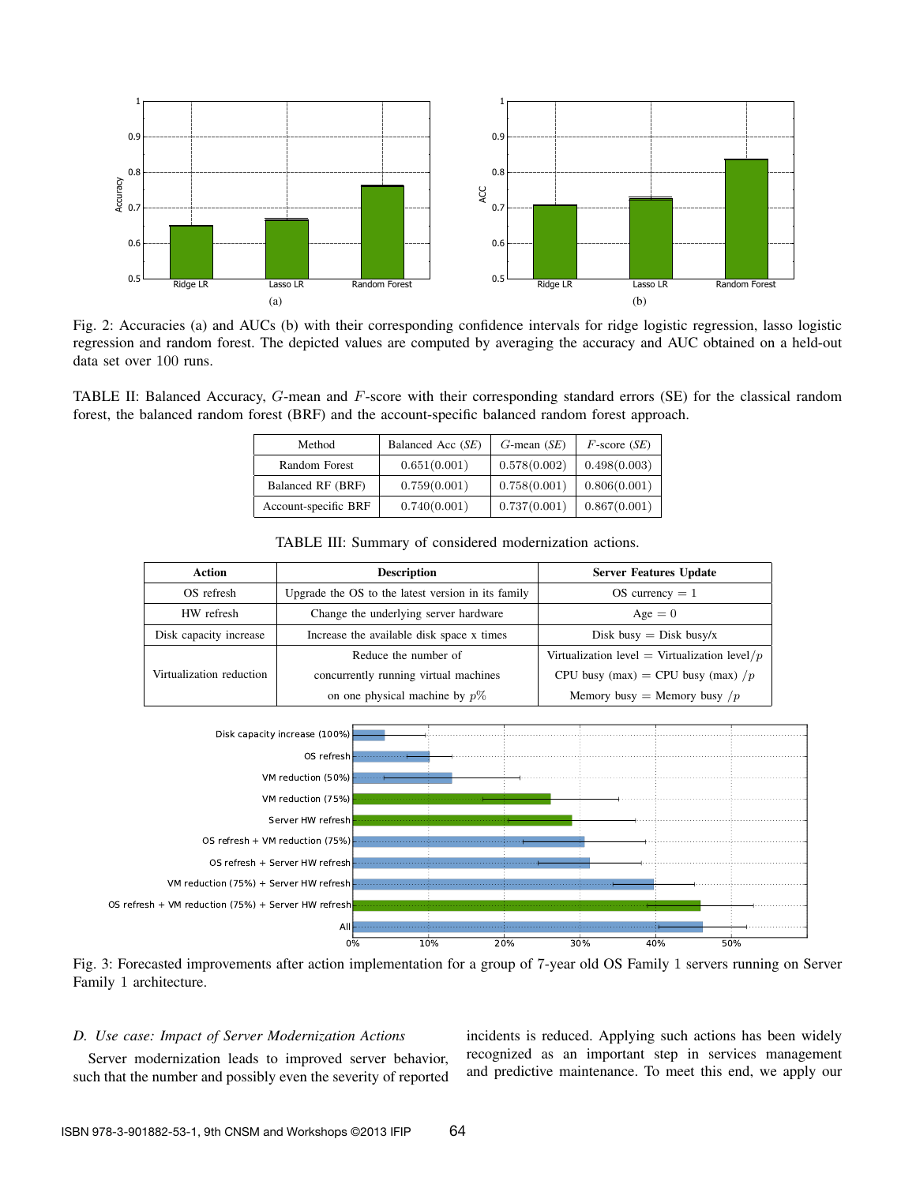Fig. 2: Accuracies (a) and AUCs (b) with their corresponding confidence intervals for ridge logistic regression, lasso logistic regression and random forest. The depicted values are computed by averaging the accuracy and AUC obtained on a held-out data set over 100 runs.

TABLE II: Balanced Accuracy, $G$-mean and $F$-score with their corresponding standard errors (SE) for the classical random forest, the balanced random forest (BRF) and the account-specific balanced random forest approach.

| Method | Balanced Acc (SE) | $G$-mean (SE) | $F$-score (SE) |
|---|---|---|---|
| Random Forest | 0.651(0.001) | 0.578(0.002) | 0.498(0.003) |
| Balanced RF (BRF) | 0.759(0.001) | 0.758(0.001) | 0.806(0.001) |
| Account-specific BRF | 0.740(0.001) | 0.737(0.001) | 0.867(0.001) |

TABLE III: Summary of considered modernization actions.

| **Action** | **Description** | **Server Features Update** |
|---|---|---|
| OS refresh | Upgrade the OS to the latest version in its family | OS currency = 1 |
| HW refresh | Change the underlying server hardware | Age = 0 |
| Disk capacity increase | Increase the available disk space x times | Disk busy = Disk busy/x |
| Virtualization reduction | Reduce the number of concurrently running virtual machines on one physical machine by $p\%$ | Virtualization level = Virtualization level/$p$ <br> CPU busy (max) = CPU busy (max) /$p$ <br> Memory busy = Memory busy /$p$ |

Fig. 3: Forecasted improvements after action implementation for a group of 7-year old OS Family 1 servers running on Server Family 1 architecture.

*D. Use case: Impact of Server Modernization Actions*

Server modernization leads to improved server behavior, such that the number and possibly even the severity of reported incidents is reduced. Applying such actions has been widely recognized as an important step in services management and predictive maintenance. To meet this end, we apply our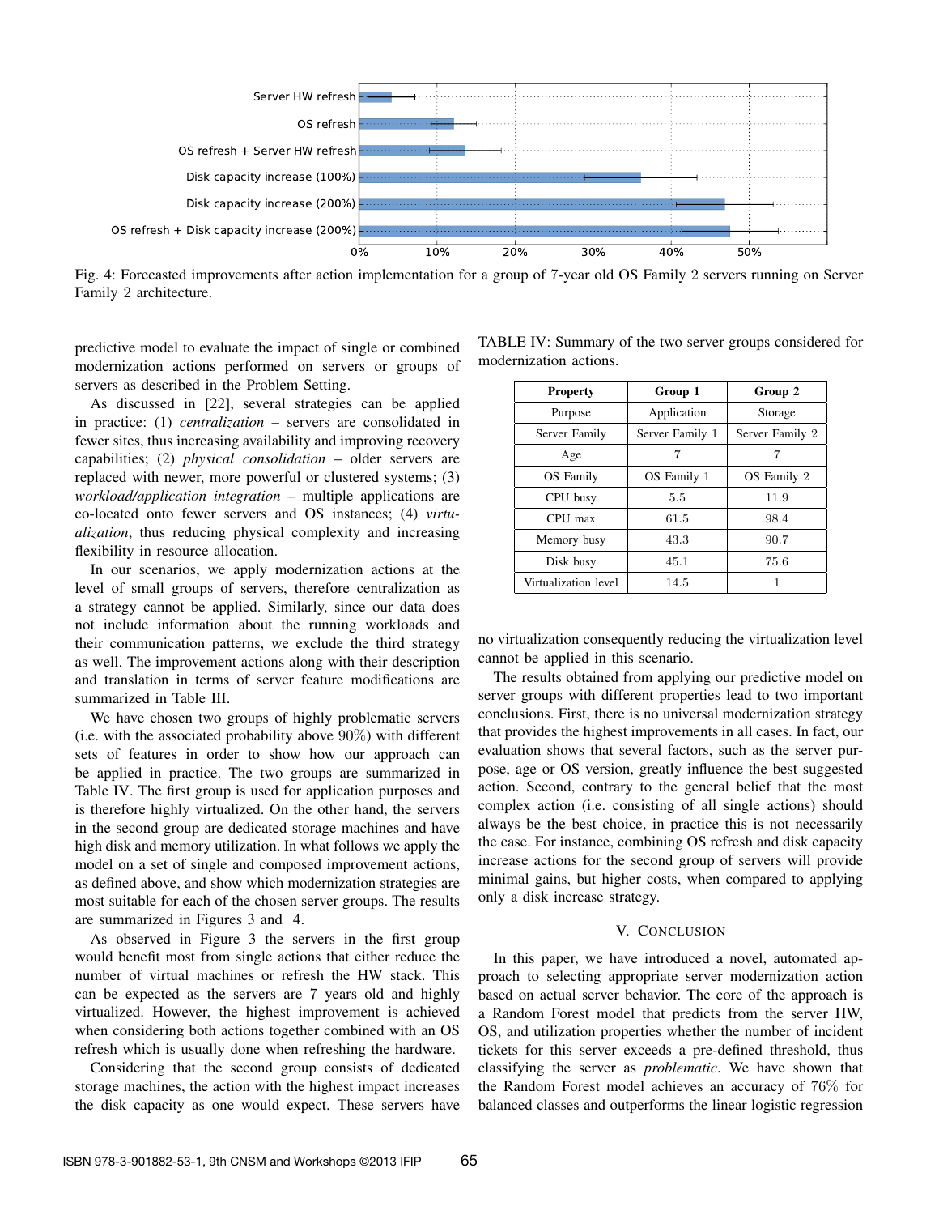Fig. 4: Forecasted improvements after action implementation for a group of 7-year old OS Family 2 servers running on Server Family 2 architecture.

predictive model to evaluate the impact of single or combined modernization actions performed on servers or groups of servers as described in the Problem Setting.

As discussed in [22], several strategies can be applied in practice: (1) *centralization* – servers are consolidated in fewer sites, thus increasing availability and improving recovery capabilities; (2) *physical consolidation* – older servers are replaced with newer, more powerful or clustered systems; (3) *workload/application integration* – multiple applications are co-located onto fewer servers and OS instances; (4) *virtualization*, thus reducing physical complexity and increasing flexibility in resource allocation.

In our scenarios, we apply modernization actions at the level of small groups of servers, therefore centralization as a strategy cannot be applied. Similarly, since our data does not include information about the running workloads and their communication patterns, we exclude the third strategy as well. The improvement actions along with their description and translation in terms of server feature modifications are summarized in Table III.

We have chosen two groups of highly problematic servers (i.e. with the associated probability above 90%) with different sets of features in order to show how our approach can be applied in practice. The two groups are summarized in Table IV. The first group is used for application purposes and is therefore highly virtualized. On the other hand, the servers in the second group are dedicated storage machines and have high disk and memory utilization. In what follows we apply the model on a set of single and composed improvement actions, as defined above, and show which modernization strategies are most suitable for each of the chosen server groups. The results are summarized in Figures 3 and 4.

As observed in Figure 3 the servers in the first group would benefit most from single actions that either reduce the number of virtual machines or refresh the HW stack. This can be expected as the servers are 7 years old and highly virtualized. However, the highest improvement is achieved when considering both actions together combined with an OS refresh which is usually done when refreshing the hardware.

Considering that the second group consists of dedicated storage machines, the action with the highest impact increases the disk capacity as one would expect. These servers have no virtualization consequently reducing the virtualization level cannot be applied in this scenario.

TABLE IV: Summary of the two server groups considered for modernization actions.

| Property | Group 1 | Group 2 |
|---|---|---|
| Purpose | Application | Storage |
| Server Family | Server Family 1 | Server Family 2 |
| Age | 7 | 7 |
| OS Family | OS Family 1 | OS Family 2 |
| CPU busy | 5.5 | 11.9 |
| CPU max | 61.5 | 98.4 |
| Memory busy | 43.3 | 90.7 |
| Disk busy | 45.1 | 75.6 |
| Virtualization level | 14.5 | 1 |

The results obtained from applying our predictive model on server groups with different properties lead to two important conclusions. First, there is no universal modernization strategy that provides the highest improvements in all cases. In fact, our evaluation shows that several factors, such as the server purpose, age or OS version, greatly influence the best suggested action. Second, contrary to the general belief that the most complex action (i.e. consisting of all single actions) should always be the best choice, in practice this is not necessarily the case. For instance, combining OS refresh and disk capacity increase actions for the second group of servers will provide minimal gains, but higher costs, when compared to applying only a disk increase strategy.

## V. Conclusion

In this paper, we have introduced a novel, automated approach to selecting appropriate server modernization action based on actual server behavior. The core of the approach is a Random Forest model that predicts from the server HW, OS, and utilization properties whether the number of incident tickets for this server exceeds a pre-defined threshold, thus classifying the server as *problematic*. We have shown that the Random Forest model achieves an accuracy of 76% for balanced classes and outperforms the linear logistic regression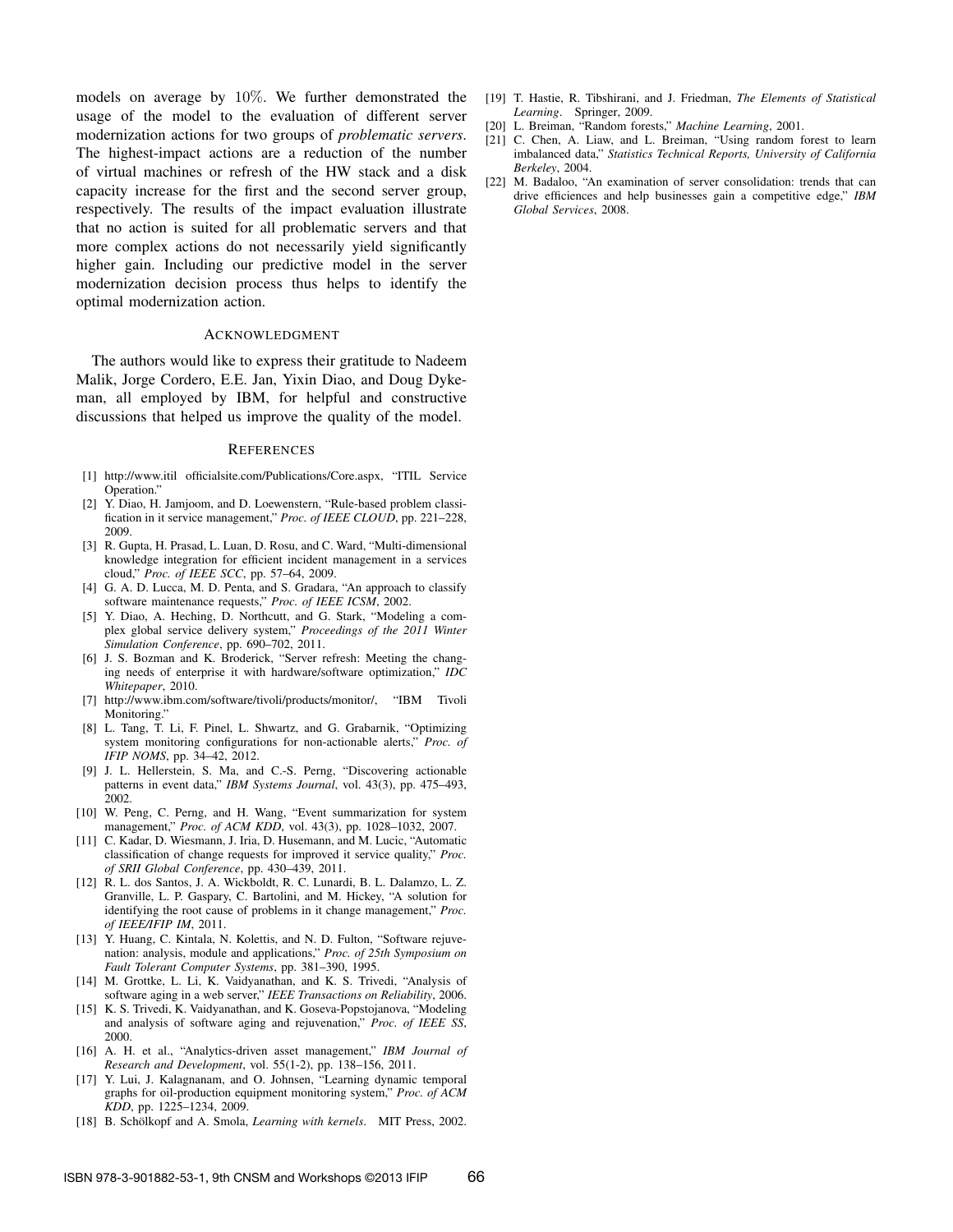models on average by $10\%$. We further demonstrated the usage of the model to the evaluation of different server modernization actions for two groups of *problematic servers*. The highest-impact actions are a reduction of the number of virtual machines or refresh of the HW stack and a disk capacity increase for the first and the second server group, respectively. The results of the impact evaluation illustrate that no action is suited for all problematic servers and that more complex actions do not necessarily yield significantly higher gain. Including our predictive model in the server modernization decision process thus helps to identify the optimal modernization action.

## ACKNOWLEDGMENT

The authors would like to express their gratitude to Nadeem Malik, Jorge Cordero, E.E. Jan, Yixin Diao, and Doug Dykeman, all employed by IBM, for helpful and constructive discussions that helped us improve the quality of the model.

## REFERENCES

- [1] http://www.itil officialsite.com/Publications/Core.aspx, "ITIL Service Operation."
- [2] Y. Diao, H. Jamjoom, and D. Loewenstern, "Rule-based problem classification in it service management," *Proc. of IEEE CLOUD*, pp. 221–228, 2009.
- [3] R. Gupta, H. Prasad, L. Luan, D. Rosu, and C. Ward, "Multi-dimensional knowledge integration for efficient incident management in a services cloud," *Proc. of IEEE SCC*, pp. 57–64, 2009.
- [4] G. A. D. Lucca, M. D. Penta, and S. Gradara, "An approach to classify software maintenance requests," *Proc. of IEEE ICSM*, 2002.
- [5] Y. Diao, A. Heching, D. Northcutt, and G. Stark, "Modeling a complex global service delivery system," *Proceedings of the 2011 Winter Simulation Conference*, pp. 690–702, 2011.
- [6] J. S. Bozman and K. Broderick, "Server refresh: Meeting the changing needs of enterprise it with hardware/software optimization," *IDC Whitepaper*, 2010.
- [7] http://www.ibm.com/software/tivoli/products/monitor/, "IBM Tivoli Monitoring."
- [8] L. Tang, T. Li, F. Pinel, L. Shwartz, and G. Grabarnik, "Optimizing system monitoring configurations for non-actionable alerts," *Proc. of IFIP NOMS*, pp. 34–42, 2012.
- [9] J. L. Hellerstein, S. Ma, and C.-S. Perng, "Discovering actionable patterns in event data," *IBM Systems Journal*, vol. 43(3), pp. 475–493, 2002.
- [10] W. Peng, C. Perng, and H. Wang, "Event summarization for system management," *Proc. of ACM KDD*, vol. 43(3), pp. 1028–1032, 2007.
- [11] C. Kadar, D. Wiesmann, J. Iria, D. Husemann, and M. Lucic, "Automatic classification of change requests for improved it service quality," *Proc. of SRII Global Conference*, pp. 430–439, 2011.
- [12] R. L. dos Santos, J. A. Wickboldt, R. C. Lunardi, B. L. Dalamzo, L. Z. Granville, L. P. Gaspary, C. Bartolini, and M. Hickey, "A solution for identifying the root cause of problems in it change management," *Proc. of IEEE/IFIP IM*, 2011.
- [13] Y. Huang, C. Kintala, N. Kolettis, and N. D. Fulton, "Software rejuvenation: analysis, module and applications," *Proc. of 25th Symposium on Fault Tolerant Computer Systems*, pp. 381–390, 1995.
- [14] M. Grottke, L. Li, K. Vaidyanathan, and K. S. Trivedi, "Analysis of software aging in a web server," *IEEE Transactions on Reliability*, 2006.
- [15] K. S. Trivedi, K. Vaidyanathan, and K. Goseva-Popstojanova, "Modeling and analysis of software aging and rejuvenation," *Proc. of IEEE SS*, 2000.
- [16] A. H. et al., "Analytics-driven asset management," *IBM Journal of Research and Development*, vol. 55(1-2), pp. 138–156, 2011.
- [17] Y. Lui, J. Kalagnanam, and O. Johnsen, "Learning dynamic temporal graphs for oil-production equipment monitoring system," *Proc. of ACM KDD*, pp. 1225–1234, 2009.
- [18] B. Schölkopf and A. Smola, *Learning with kernels*. MIT Press, 2002.
- [19] T. Hastie, R. Tibshirani, and J. Friedman, *The Elements of Statistical Learning*. Springer, 2009.
- [20] L. Breiman, "Random forests," *Machine Learning*, 2001.
- [21] C. Chen, A. Liaw, and L. Breiman, "Using random forest to learn imbalanced data," *Statistics Technical Reports, University of California Berkeley*, 2004.
- [22] M. Badaloo, "An examination of server consolidation: trends that can drive efficiences and help businesses gain a competitive edge," *IBM Global Services*, 2008.